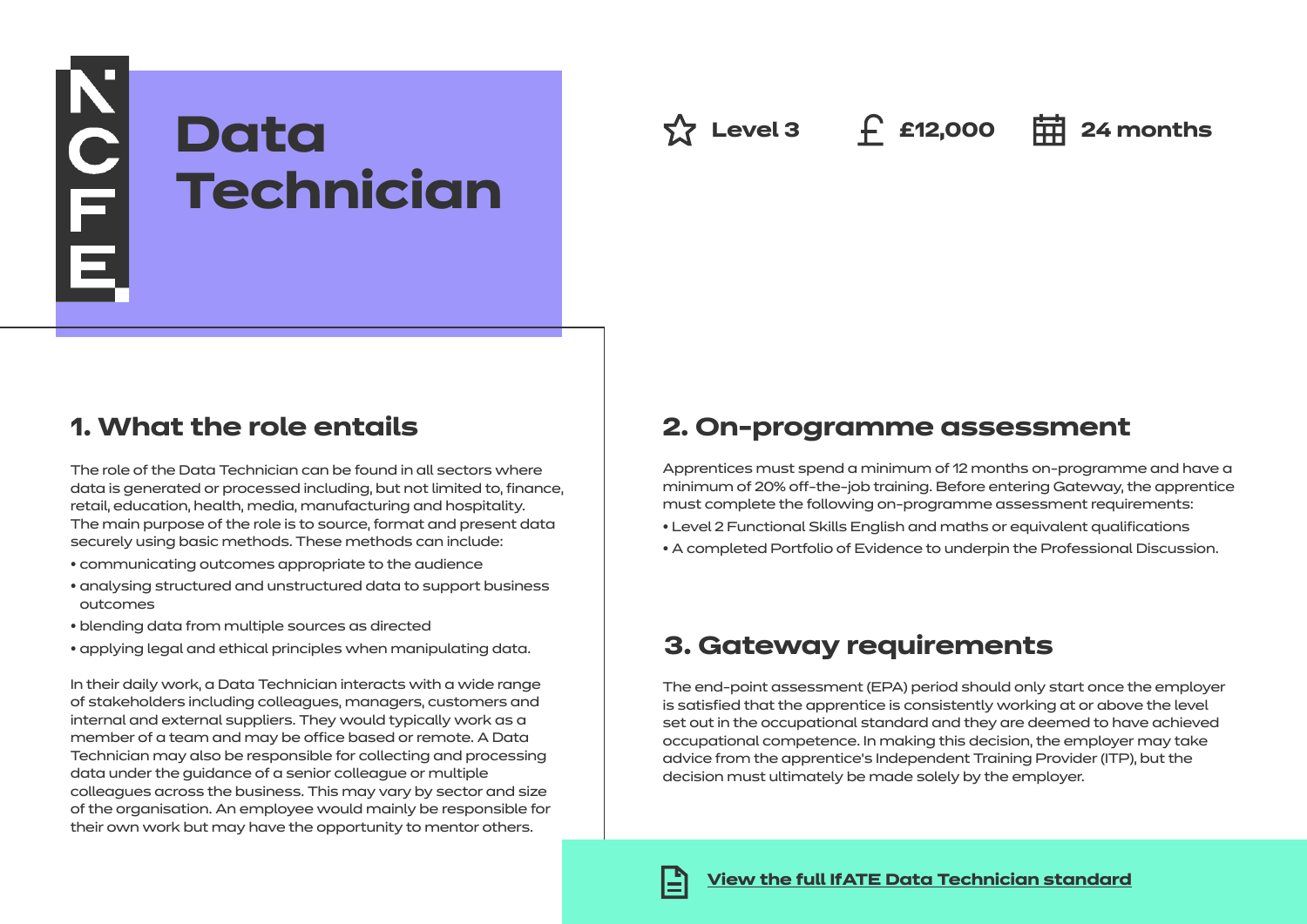# Data Technician

Level 3 | £12,000 | 24 months

## 1. What the role entails

The role of the Data Technician can be found in all sectors where data is generated or processed including, but not limited to, finance, retail, education, health, media, manufacturing and hospitality. The main purpose of the role is to source, format and present data securely using basic methods. These methods can include:

- communicating outcomes appropriate to the audience
- analysing structured and unstructured data to support business outcomes
- blending data from multiple sources as directed
- applying legal and ethical principles when manipulating data.

In their daily work, a Data Technician interacts with a wide range of stakeholders including colleagues, managers, customers and internal and external suppliers. They would typically work as a member of a team and may be office based or remote. A Data Technician may also be responsible for collecting and processing data under the guidance of a senior colleague or multiple colleagues across the business. This may vary by sector and size of the organisation. An employee would mainly be responsible for their own work but may have the opportunity to mentor others.

## 2. On-programme assessment

Apprentices must spend a minimum of 12 months on-programme and have a minimum of 20% off-the-job training. Before entering Gateway, the apprentice must complete the following on-programme assessment requirements:

- Level 2 Functional Skills English and maths or equivalent qualifications
- A completed Portfolio of Evidence to underpin the Professional Discussion.

## 3. Gateway requirements

The end-point assessment (EPA) period should only start once the employer is satisfied that the apprentice is consistently working at or above the level set out in the occupational standard and they are deemed to have achieved occupational competence. In making this decision, the employer may take advice from the apprentice's Independent Training Provider (ITP), but the decision must ultimately be made solely by the employer.

**View the full IfATE Data Technician standard**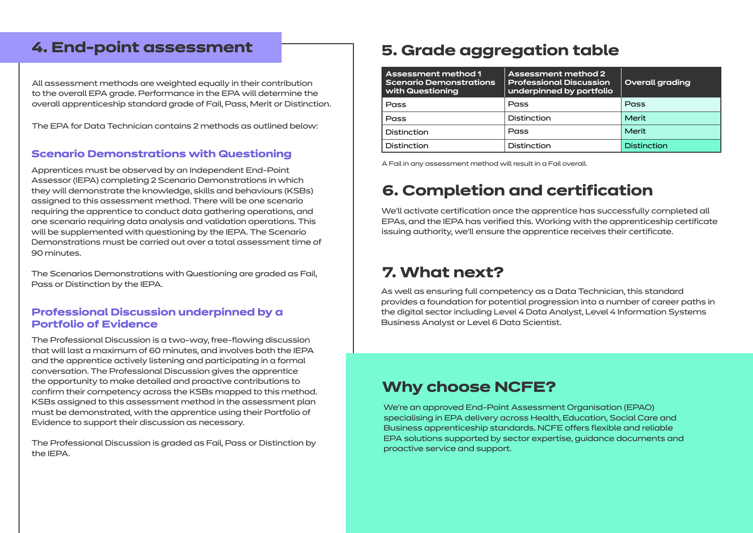## 4. End-point assessment

All assessment methods are weighted equally in their contribution to the overall EPA grade. Performance in the EPA will determine the overall apprenticeship standard grade of Fail, Pass, Merit or Distinction.

The EPA for Data Technician contains 2 methods as outlined below:

### Scenario Demonstrations with Questioning

Apprentices must be observed by an Independent End-Point Assessor (IEPA) completing 2 Scenario Demonstrations in which they will demonstrate the knowledge, skills and behaviours (KSBs) assigned to this assessment method. There will be one scenario requiring the apprentice to conduct data gathering operations, and one scenario requiring data analysis and validation operations. This will be supplemented with questioning by the IEPA. The Scenario Demonstrations must be carried out over a total assessment time of 90 minutes.

The Scenarios Demonstrations with Questioning are graded as Fail, Pass or Distinction by the IEPA.

### Professional Discussion underpinned by a Portfolio of Evidence

The Professional Discussion is a two-way, free-flowing discussion that will last a maximum of 60 minutes, and involves both the IEPA and the apprentice actively listening and participating in a formal conversation. The Professional Discussion gives the apprentice the opportunity to make detailed and proactive contributions to confirm their competency across the KSBs mapped to this method. KSBs assigned to this assessment method in the assessment plan must be demonstrated, with the apprentice using their Portfolio of Evidence to support their discussion as necessary.

The Professional Discussion is graded as Fail, Pass or Distinction by the IEPA.

## 5. Grade aggregation table

| Assessment method 1 Scenario Demonstrations with Questioning | Assessment method 2 Professional Discussion underpinned by portfolio | Overall grading |
|---|---|---|
| Pass | Pass | Pass |
| Pass | Distinction | Merit |
| Distinction | Pass | Merit |
| Distinction | Distinction | Distinction |

A Fail in any assessment method will result in a Fail overall.

## 6. Completion and certification

We'll activate certification once the apprentice has successfully completed all EPAs, and the IEPA has verified this. Working with the apprenticeship certificate issuing authority, we'll ensure the apprentice receives their certificate.

## 7. What next?

As well as ensuring full competency as a Data Technician, this standard provides a foundation for potential progression into a number of career paths in the digital sector including Level 4 Data Analyst, Level 4 Information Systems Business Analyst or Level 6 Data Scientist.

## Why choose NCFE?

We're an approved End-Point Assessment Organisation (EPAO) specialising in EPA delivery across Health, Education, Social Care and Business apprenticeship standards. NCFE offers flexible and reliable EPA solutions supported by sector expertise, guidance documents and proactive service and support.